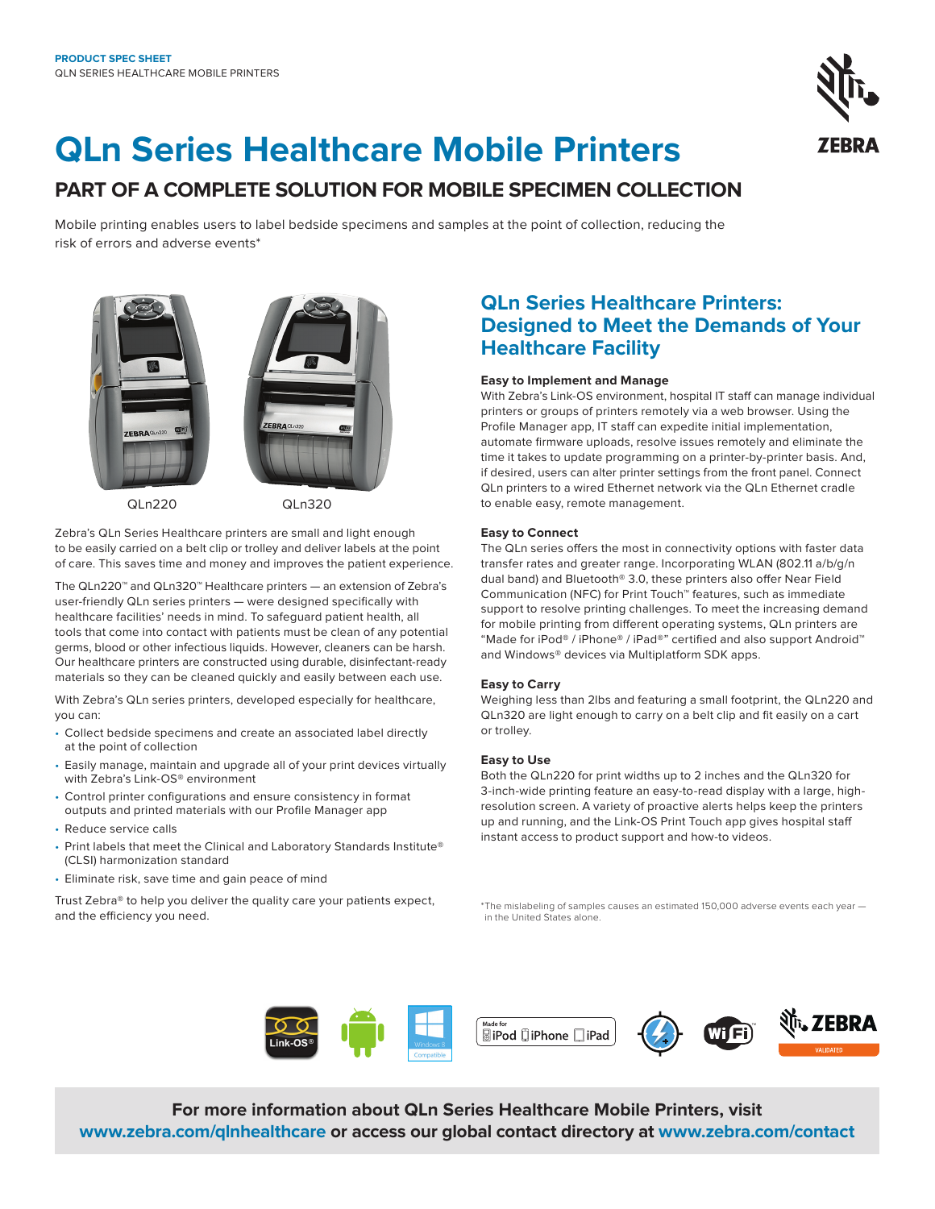PRODUCT SPEC SHEET
QLN SERIES HEALTHCARE MOBILE PRINTERS

# QLn Series Healthcare Mobile Printers

## PART OF A COMPLETE SOLUTION FOR MOBILE SPECIMEN COLLECTION

Mobile printing enables users to label bedside specimens and samples at the point of collection, reducing the risk of errors and adverse events*

QLn220 QLn320

Zebra's QLn Series Healthcare printers are small and light enough to be easily carried on a belt clip or trolley and deliver labels at the point of care. This saves time and money and improves the patient experience.

The QLn220™ and QLn320™ Healthcare printers — an extension of Zebra's user-friendly QLn series printers — were designed specifically with healthcare facilities' needs in mind. To safeguard patient health, all tools that come into contact with patients must be clean of any potential germs, blood or other infectious liquids. However, cleaners can be harsh. Our healthcare printers are constructed using durable, disinfectant-ready materials so they can be cleaned quickly and easily between each use.

With Zebra's QLn series printers, developed especially for healthcare, you can:

- Collect bedside specimens and create an associated label directly at the point of collection
- Easily manage, maintain and upgrade all of your print devices virtually with Zebra's Link-OS® environment
- Control printer configurations and ensure consistency in format outputs and printed materials with our Profile Manager app
- Reduce service calls
- Print labels that meet the Clinical and Laboratory Standards Institute® (CLSI) harmonization standard
- Eliminate risk, save time and gain peace of mind

Trust Zebra® to help you deliver the quality care your patients expect, and the efficiency you need.

## QLn Series Healthcare Printers: Designed to Meet the Demands of Your Healthcare Facility

### Easy to Implement and Manage

With Zebra's Link-OS environment, hospital IT staff can manage individual printers or groups of printers remotely via a web browser. Using the Profile Manager app, IT staff can expedite initial implementation, automate firmware uploads, resolve issues remotely and eliminate the time it takes to update programming on a printer-by-printer basis. And, if desired, users can alter printer settings from the front panel. Connect QLn printers to a wired Ethernet network via the QLn Ethernet cradle to enable easy, remote management.

### Easy to Connect

The QLn series offers the most in connectivity options with faster data transfer rates and greater range. Incorporating WLAN (802.11 a/b/g/n dual band) and Bluetooth® 3.0, these printers also offer Near Field Communication (NFC) for Print Touch™ features, such as immediate support to resolve printing challenges. To meet the increasing demand for mobile printing from different operating systems, QLn printers are "Made for iPod® / iPhone® / iPad®" certified and also support Android™ and Windows® devices via Multiplatform SDK apps.

### Easy to Carry

Weighing less than 2lbs and featuring a small footprint, the QLn220 and QLn320 are light enough to carry on a belt clip and fit easily on a cart or trolley.

### Easy to Use

Both the QLn220 for print widths up to 2 inches and the QLn320 for 3-inch-wide printing feature an easy-to-read display with a large, high-resolution screen. A variety of proactive alerts helps keep the printers up and running, and the Link-OS Print Touch app gives hospital staff instant access to product support and how-to videos.

*The mislabeling of samples causes an estimated 150,000 adverse events each year — in the United States alone.

**For more information about QLn Series Healthcare Mobile Printers, visit www.zebra.com/qlnhealthcare or access our global contact directory at www.zebra.com/contact**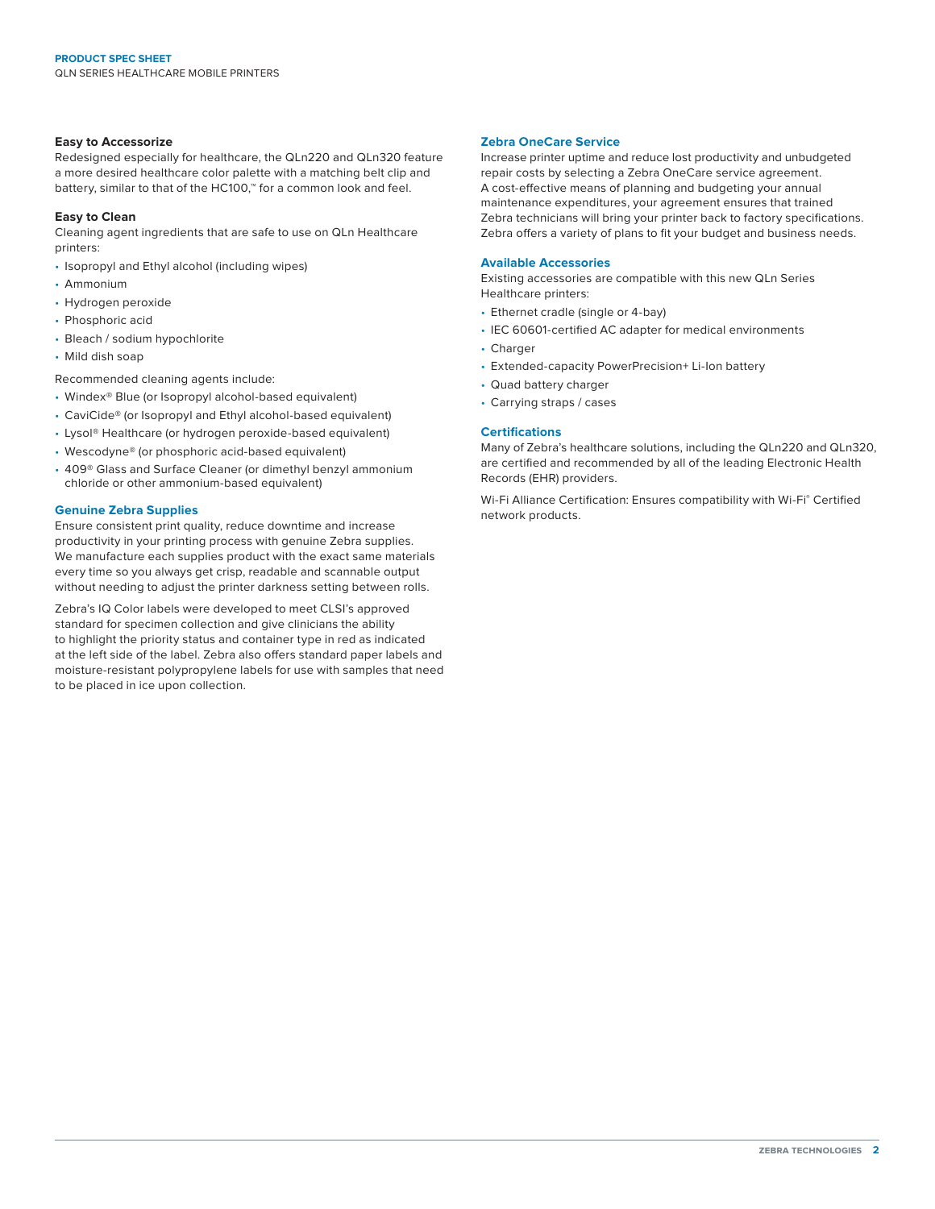### Easy to Accessorize

Redesigned especially for healthcare, the QLn220 and QLn320 feature a more desired healthcare color palette with a matching belt clip and battery, similar to that of the HC100,™ for a common look and feel.

### Easy to Clean

Cleaning agent ingredients that are safe to use on QLn Healthcare printers:

- Isopropyl and Ethyl alcohol (including wipes)
- Ammonium
- Hydrogen peroxide
- Phosphoric acid
- Bleach / sodium hypochlorite
- Mild dish soap

Recommended cleaning agents include:

- Windex® Blue (or Isopropyl alcohol-based equivalent)
- CaviCide® (or Isopropyl and Ethyl alcohol-based equivalent)
- Lysol® Healthcare (or hydrogen peroxide-based equivalent)
- Wescodyne® (or phosphoric acid-based equivalent)
- 409® Glass and Surface Cleaner (or dimethyl benzyl ammonium chloride or other ammonium-based equivalent)

### Genuine Zebra Supplies

Ensure consistent print quality, reduce downtime and increase productivity in your printing process with genuine Zebra supplies. We manufacture each supplies product with the exact same materials every time so you always get crisp, readable and scannable output without needing to adjust the printer darkness setting between rolls.

Zebra's IQ Color labels were developed to meet CLSI's approved standard for specimen collection and give clinicians the ability to highlight the priority status and container type in red as indicated at the left side of the label. Zebra also offers standard paper labels and moisture-resistant polypropylene labels for use with samples that need to be placed in ice upon collection.

### Zebra OneCare Service

Increase printer uptime and reduce lost productivity and unbudgeted repair costs by selecting a Zebra OneCare service agreement. A cost-effective means of planning and budgeting your annual maintenance expenditures, your agreement ensures that trained Zebra technicians will bring your printer back to factory specifications. Zebra offers a variety of plans to fit your budget and business needs.

### Available Accessories

Existing accessories are compatible with this new QLn Series Healthcare printers:

- Ethernet cradle (single or 4-bay)
- IEC 60601-certified AC adapter for medical environments
- Charger
- Extended-capacity PowerPrecision+ Li-Ion battery
- Quad battery charger
- Carrying straps / cases

### Certifications

Many of Zebra's healthcare solutions, including the QLn220 and QLn320, are certified and recommended by all of the leading Electronic Health Records (EHR) providers.

Wi-Fi Alliance Certification: Ensures compatibility with Wi-Fi® Certified network products.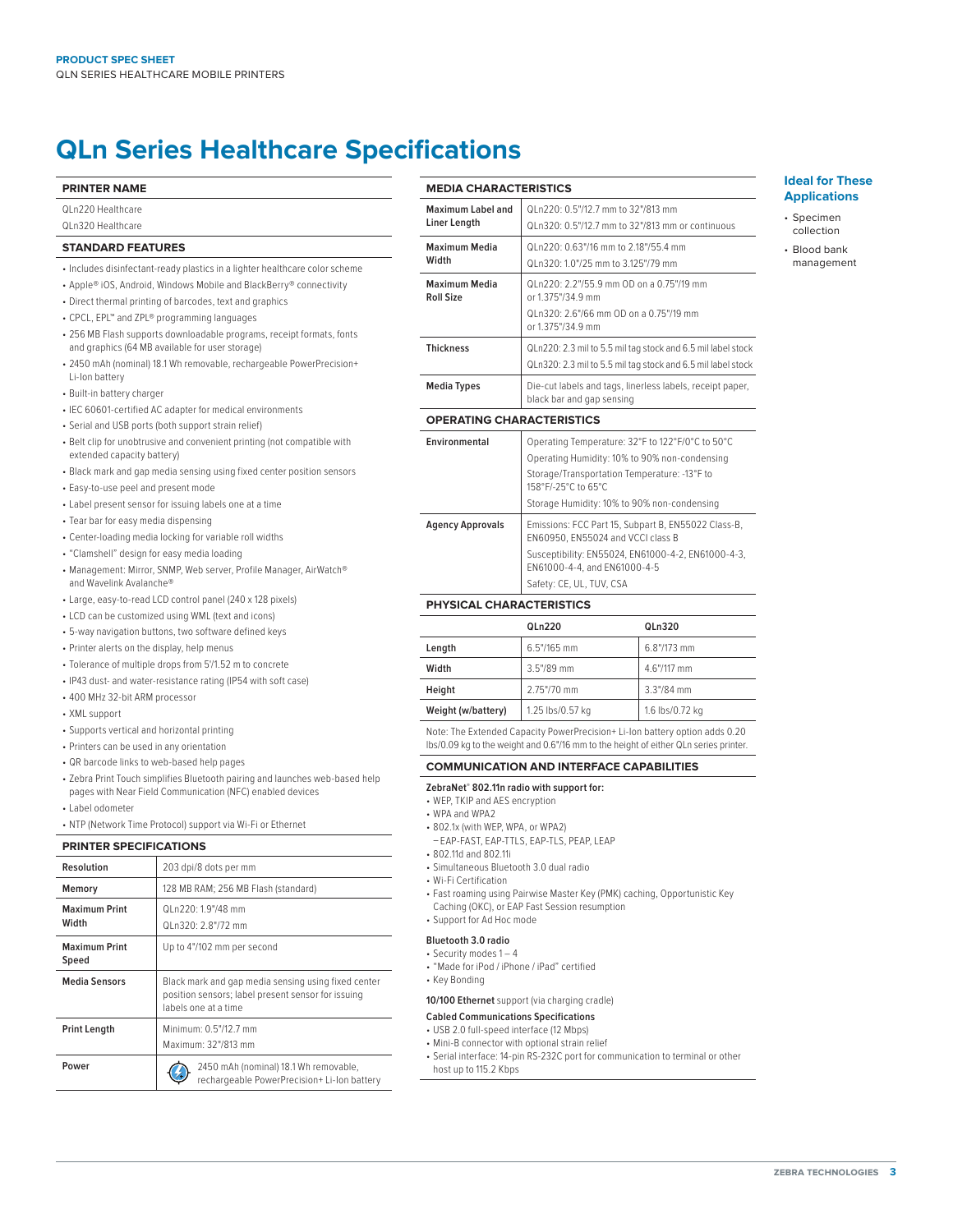# QLn Series Healthcare Specifications

## PRINTER NAME

QLn220 Healthcare
QLn320 Healthcare

## STANDARD FEATURES

- Includes disinfectant-ready plastics in a lighter healthcare color scheme
- Apple® iOS, Android, Windows Mobile and BlackBerry® connectivity
- Direct thermal printing of barcodes, text and graphics
- CPCL, EPL™ and ZPL® programming languages
- 256 MB Flash supports downloadable programs, receipt formats, fonts and graphics (64 MB available for user storage)
- 2450 mAh (nominal) 18.1 Wh removable, rechargeable PowerPrecision+ Li-Ion battery
- Built-in battery charger
- IEC 60601-certified AC adapter for medical environments
- Serial and USB ports (both support strain relief)
- Belt clip for unobtrusive and convenient printing (not compatible with extended capacity battery)
- Black mark and gap media sensing using fixed center position sensors
- Easy-to-use peel and present mode
- Label present sensor for issuing labels one at a time
- Tear bar for easy media dispensing
- Center-loading media locking for variable roll widths
- "Clamshell" design for easy media loading
- Management: Mirror, SNMP, Web server, Profile Manager, AirWatch® and Wavelink Avalanche®
- Large, easy-to-read LCD control panel (240 x 128 pixels)
- LCD can be customized using WML (text and icons)
- 5-way navigation buttons, two software defined keys
- Printer alerts on the display, help menus
- Tolerance of multiple drops from 5'/1.52 m to concrete
- IP43 dust- and water-resistance rating (IP54 with soft case)
- 400 MHz 32-bit ARM processor
- XML support
- Supports vertical and horizontal printing
- Printers can be used in any orientation
- QR barcode links to web-based help pages
- Zebra Print Touch simplifies Bluetooth pairing and launches web-based help pages with Near Field Communication (NFC) enabled devices
- Label odometer
- NTP (Network Time Protocol) support via Wi-Fi or Ethernet

## PRINTER SPECIFICATIONS

| | |
|---|---|
| **Resolution** | 203 dpi/8 dots per mm |
| **Memory** | 128 MB RAM; 256 MB Flash (standard) |
| **Maximum Print Width** | QLn220: 1.9"/48 mm<br>QLn320: 2.8"/72 mm |
| **Maximum Print Speed** | Up to 4"/102 mm per second |
| **Media Sensors** | Black mark and gap media sensing using fixed center position sensors; label present sensor for issuing labels one at a time |
| **Print Length** | Minimum: 0.5"/12.7 mm<br>Maximum: 32"/813 mm |
| **Power** | 2450 mAh (nominal) 18.1 Wh removable, rechargeable PowerPrecision+ Li-Ion battery |

## MEDIA CHARACTERISTICS

| | |
|---|---|
| **Maximum Label and Liner Length** | QLn220: 0.5"/12.7 mm to 32"/813 mm<br>QLn320: 0.5"/12.7 mm to 32"/813 mm or continuous |
| **Maximum Media Width** | QLn220: 0.63"/16 mm to 2.18"/55.4 mm<br>QLn320: 1.0"/25 mm to 3.125"/79 mm |
| **Maximum Media Roll Size** | QLn220: 2.2"/55.9 mm OD on a 0.75"/19 mm or 1.375"/34.9 mm<br>QLn320: 2.6"/66 mm OD on a 0.75"/19 mm or 1.375"/34.9 mm |
| **Thickness** | QLn220: 2.3 mil to 5.5 mil tag stock and 6.5 mil label stock<br>QLn320: 2.3 mil to 5.5 mil tag stock and 6.5 mil label stock |
| **Media Types** | Die-cut labels and tags, linerless labels, receipt paper, black bar and gap sensing |

## OPERATING CHARACTERISTICS

| | |
|---|---|
| **Environmental** | Operating Temperature: 32°F to 122°F/0°C to 50°C<br>Operating Humidity: 10% to 90% non-condensing<br>Storage/Transportation Temperature: -13°F to 158°F/-25°C to 65°C<br>Storage Humidity: 10% to 90% non-condensing |
| **Agency Approvals** | Emissions: FCC Part 15, Subpart B, EN55022 Class-B, EN60950, EN55024 and VCCI class B<br>Susceptibility: EN55024, EN61000-4-2, EN61000-4-3, EN61000-4-4, and EN61000-4-5<br>Safety: CE, UL, TUV, CSA |

## PHYSICAL CHARACTERISTICS

| | QLn220 | QLn320 |
|---|---|---|
| **Length** | 6.5"/165 mm | 6.8"/173 mm |
| **Width** | 3.5"/89 mm | 4.6"/117 mm |
| **Height** | 2.75"/70 mm | 3.3"/84 mm |
| **Weight (w/battery)** | 1.25 lbs/0.57 kg | 1.6 lbs/0.72 kg |

Note: The Extended Capacity PowerPrecision+ Li-Ion battery option adds 0.20 lbs/0.09 kg to the weight and 0.6"/16 mm to the height of either QLn series printer.

## COMMUNICATION AND INTERFACE CAPABILITIES

**ZebraNet® 802.11n radio with support for:**

- WEP, TKIP and AES encryption
- WPA and WPA2
- 802.1x (with WEP, WPA, or WPA2)
  - EAP-FAST, EAP-TTLS, EAP-TLS, PEAP, LEAP
- 802.11d and 802.11i
- Simultaneous Bluetooth 3.0 dual radio
- Wi-Fi Certification
- Fast roaming using Pairwise Master Key (PMK) caching, Opportunistic Key Caching (OKC), or EAP Fast Session resumption
- Support for Ad Hoc mode

**Bluetooth 3.0 radio**

- Security modes 1 – 4
- "Made for iPod / iPhone / iPad" certified
- Key Bonding

**10/100 Ethernet** support (via charging cradle)

**Cabled Communications Specifications**

- USB 2.0 full-speed interface (12 Mbps)
- Mini-B connector with optional strain relief
- Serial interface: 14-pin RS-232C port for communication to terminal or other host up to 115.2 Kbps

## Ideal for These Applications

- Specimen collection
- Blood bank management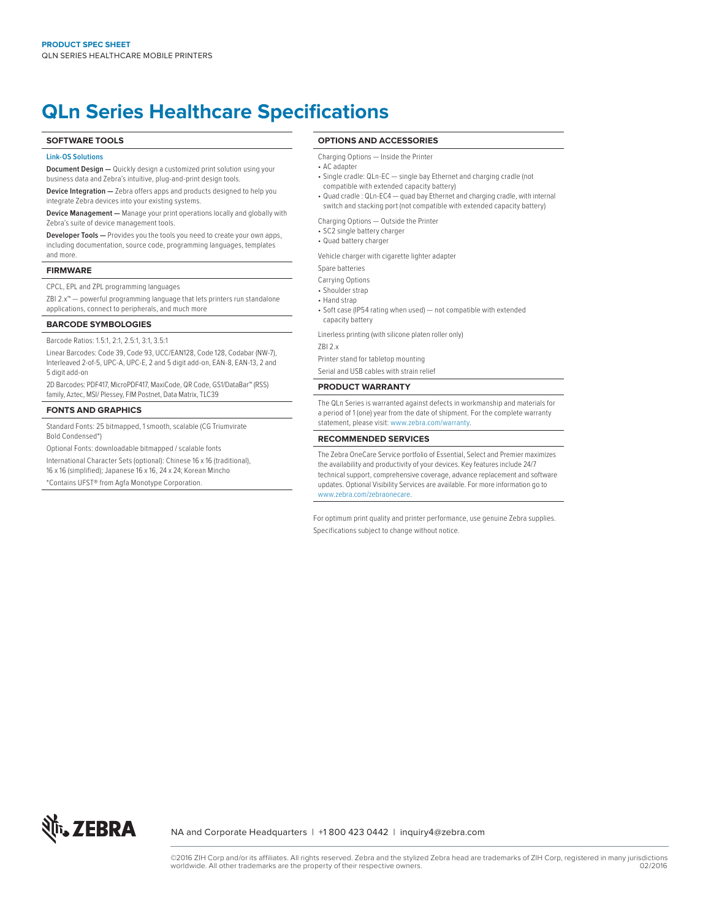PRODUCT SPEC SHEET
QLN SERIES HEALTHCARE MOBILE PRINTERS

# QLn Series Healthcare Specifications

## SOFTWARE TOOLS

**Link-OS Solutions**

**Document Design —** Quickly design a customized print solution using your business data and Zebra's intuitive, plug-and-print design tools.

**Device Integration —** Zebra offers apps and products designed to help you integrate Zebra devices into your existing systems.

**Device Management —** Manage your print operations locally and globally with Zebra's suite of device management tools.

**Developer Tools —** Provides you the tools you need to create your own apps, including documentation, source code, programming languages, templates and more.

## FIRMWARE

CPCL, EPL and ZPL programming languages

ZBI 2.x™ — powerful programming language that lets printers run standalone applications, connect to peripherals, and much more

## BARCODE SYMBOLOGIES

Barcode Ratios: 1.5:1, 2:1, 2.5:1, 3:1, 3.5:1

Linear Barcodes: Code 39, Code 93, UCC/EAN128, Code 128, Codabar (NW-7), Interleaved 2-of-5, UPC-A, UPC-E, 2 and 5 digit add-on, EAN-8, EAN-13, 2 and 5 digit add-on

2D Barcodes: PDF417, MicroPDF417, MaxiCode, QR Code, GS1/DataBar™ (RSS) family, Aztec, MSI/ Plessey, FIM Postnet, Data Matrix, TLC39

## FONTS AND GRAPHICS

Standard Fonts: 25 bitmapped, 1 smooth, scalable (CG Triumvirate Bold Condensed*)

Optional Fonts: downloadable bitmapped / scalable fonts

International Character Sets (optional): Chinese 16 x 16 (traditional), 16 x 16 (simplified); Japanese 16 x 16, 24 x 24; Korean Mincho

*Contains UFST® from Agfa Monotype Corporation.

## OPTIONS AND ACCESSORIES

Charging Options — Inside the Printer

- AC adapter
- Single cradle: QLn-EC — single bay Ethernet and charging cradle (not compatible with extended capacity battery)
- Quad cradle : QLn-EC4 — quad bay Ethernet and charging cradle, with internal switch and stacking port (not compatible with extended capacity battery)

Charging Options — Outside the Printer

- SC2 single battery charger
- Quad battery charger

Vehicle charger with cigarette lighter adapter

Spare batteries

Carrying Options

- Shoulder strap
- Hand strap
- Soft case (IP54 rating when used) — not compatible with extended capacity battery

Linerless printing (with silicone platen roller only)

ZBI 2.x

Printer stand for tabletop mounting

Serial and USB cables with strain relief

## PRODUCT WARRANTY

The QLn Series is warranted against defects in workmanship and materials for a period of 1 (one) year from the date of shipment. For the complete warranty statement, please visit: www.zebra.com/warranty.

## RECOMMENDED SERVICES

The Zebra OneCare Service portfolio of Essential, Select and Premier maximizes the availability and productivity of your devices. Key features include 24/7 technical support, comprehensive coverage, advance replacement and software updates. Optional Visibility Services are available. For more information go to www.zebra.com/zebraonecare.

For optimum print quality and printer performance, use genuine Zebra supplies.

Specifications subject to change without notice.

ZEBRA

NA and Corporate Headquarters | +1 800 423 0442 | inquiry4@zebra.com

©2016 ZIH Corp and/or its affiliates. All rights reserved. Zebra and the stylized Zebra head are trademarks of ZIH Corp, registered in many jurisdictions worldwide. All other trademarks are the property of their respective owners. 02/2016